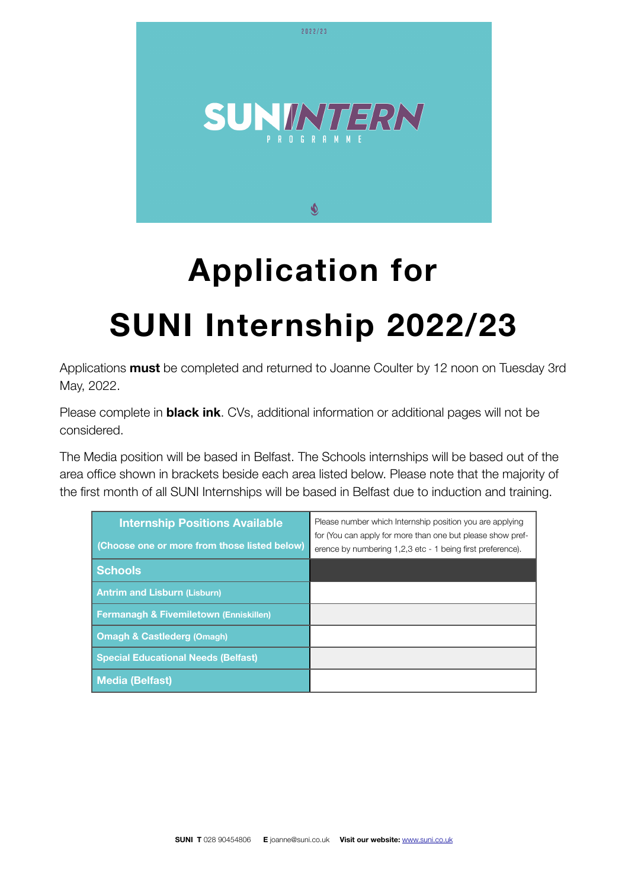2022/23

SUNINTERN

PROGRAMME

# Application for

# SUNI Internship 2022/23

Applications **must** be completed and returned to Joanne Coulter by 12 noon on Tuesday 3rd May, 2022.

Please complete in **black ink**. CVs, additional information or additional pages will not be considered.

The Media position will be based in Belfast. The Schools internships will be based out of the area office shown in brackets beside each area listed below. Please note that the majority of the first month of all SUNI Internships will be based in Belfast due to induction and training.

| **Internship Positions Available** (Choose one or more from those listed below) | Please number which Internship position you are applying for (You can apply for more than one but please show preference by numbering 1,2,3 etc - 1 being first preference). |
|---|---|
| **Schools** | |
| **Antrim and Lisburn** (Lisburn) | |
| **Fermanagh & Fivemiletown** (Enniskillen) | |
| **Omagh & Castlederg** (Omagh) | |
| **Special Educational Needs (Belfast)** | |
| **Media (Belfast)** | |

**SUNI T** 028 90454806 **E** joanne@suni.co.uk **Visit our website:** www.suni.co.uk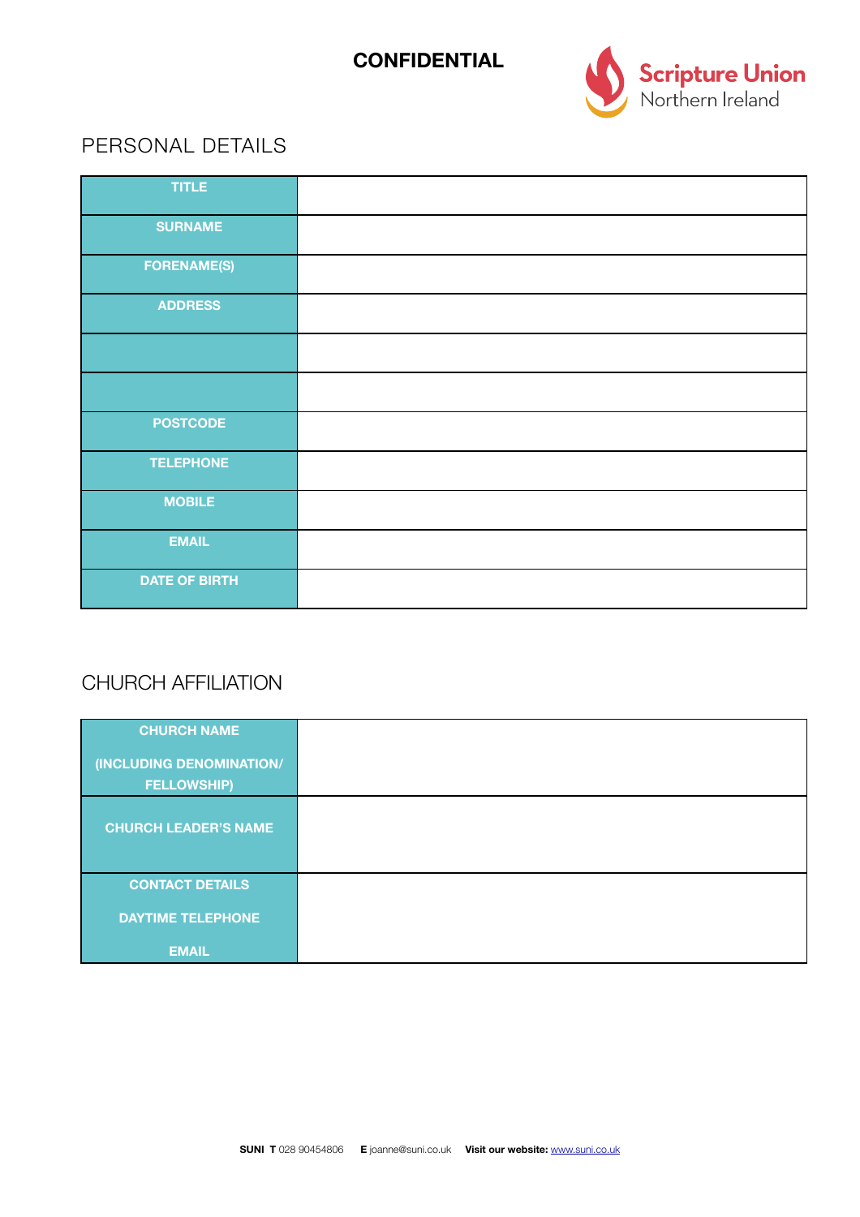**CONFIDENTIAL**

Scripture Union Northern Ireland

## PERSONAL DETAILS

| | |
|---|---|
| **TITLE** | |
| **SURNAME** | |
| **FORENAME(S)** | |
| **ADDRESS** | |
| | |
| | |
| **POSTCODE** | |
| **TELEPHONE** | |
| **MOBILE** | |
| **EMAIL** | |
| **DATE OF BIRTH** | |

## CHURCH AFFILIATION

| | |
|---|---|
| **CHURCH NAME** **(INCLUDING DENOMINATION/ FELLOWSHIP)** | |
| **CHURCH LEADER'S NAME** | |
| **CONTACT DETAILS** **DAYTIME TELEPHONE** **EMAIL** | |

**SUNI T** 028 90454806 **E** joanne@suni.co.uk **Visit our website:** www.suni.co.uk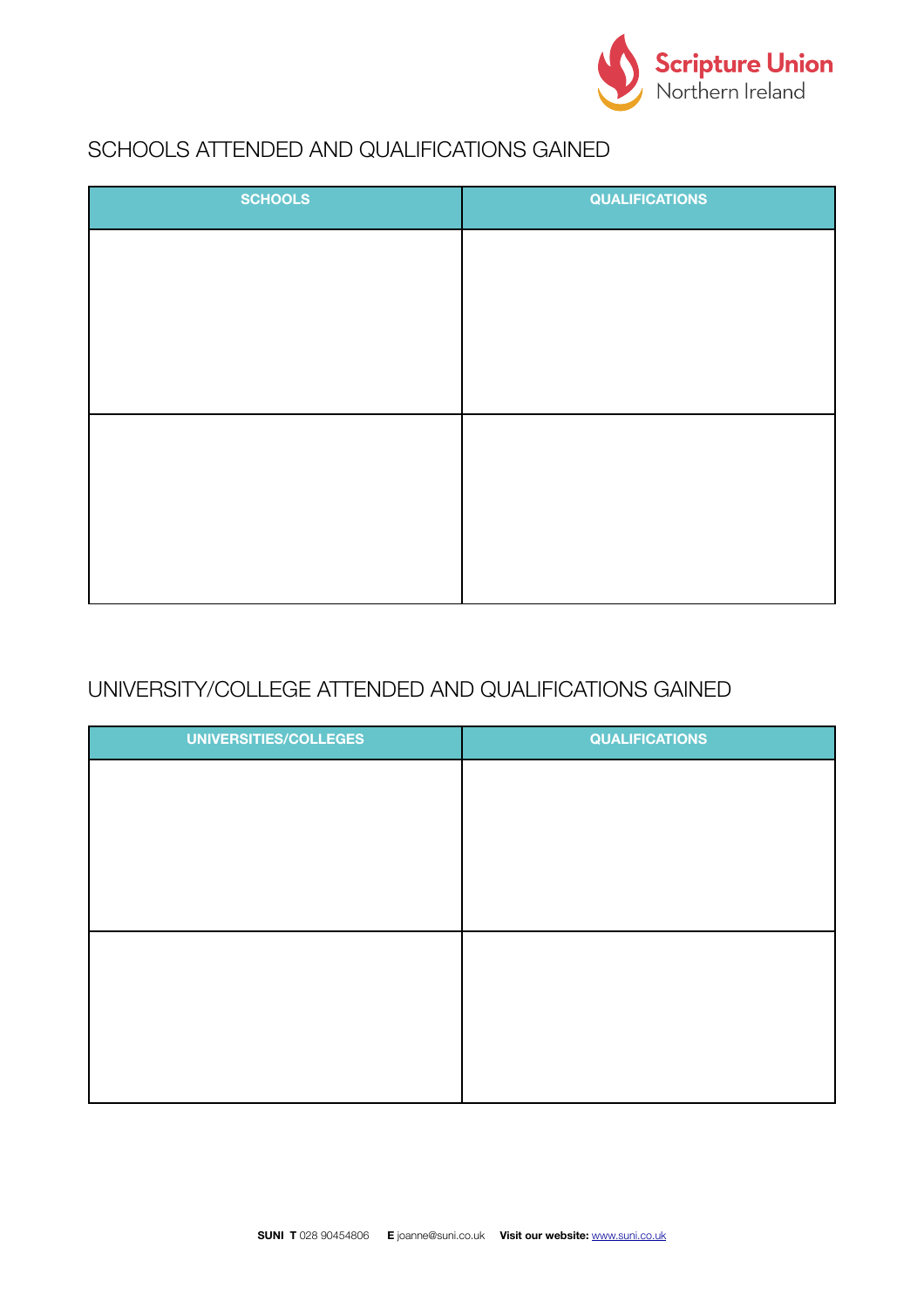## SCHOOLS ATTENDED AND QUALIFICATIONS GAINED

| SCHOOLS | QUALIFICATIONS |
|---|---|
| | |
| | |

## UNIVERSITY/COLLEGE ATTENDED AND QUALIFICATIONS GAINED

| UNIVERSITIES/COLLEGES | QUALIFICATIONS |
|---|---|
| | |
| | |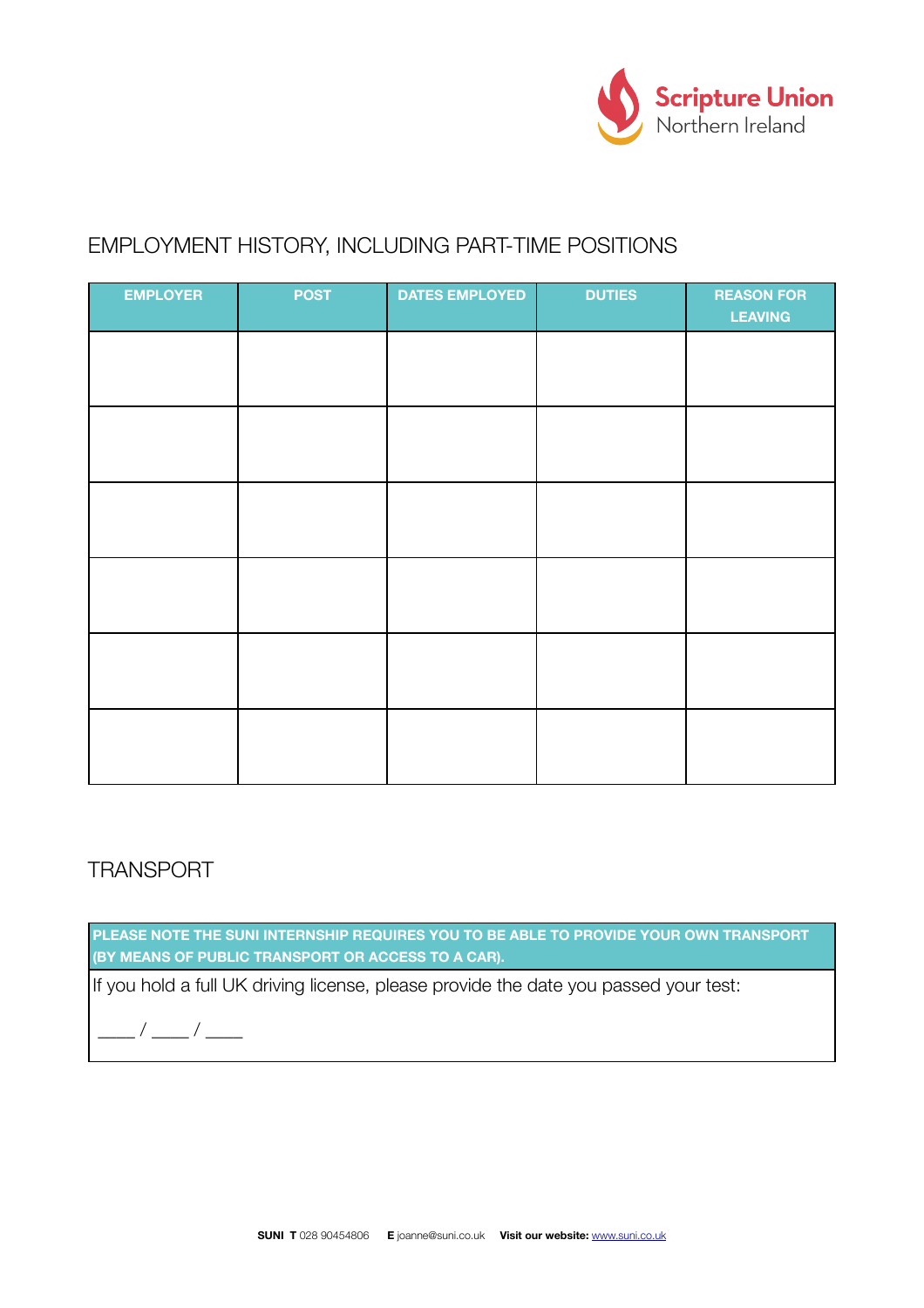## EMPLOYMENT HISTORY, INCLUDING PART-TIME POSITIONS

| EMPLOYER | POST | DATES EMPLOYED | DUTIES | REASON FOR LEAVING |
|---|---|---|---|---|
| | | | | |
| | | | | |
| | | | | |
| | | | | |
| | | | | |
| | | | | |

## TRANSPORT

| PLEASE NOTE THE SUNI INTERNSHIP REQUIRES YOU TO BE ABLE TO PROVIDE YOUR OWN TRANSPORT (BY MEANS OF PUBLIC TRANSPORT OR ACCESS TO A CAR). |
|---|
| If you hold a full UK driving license, please provide the date you passed your test: ____ / ____ / ____ |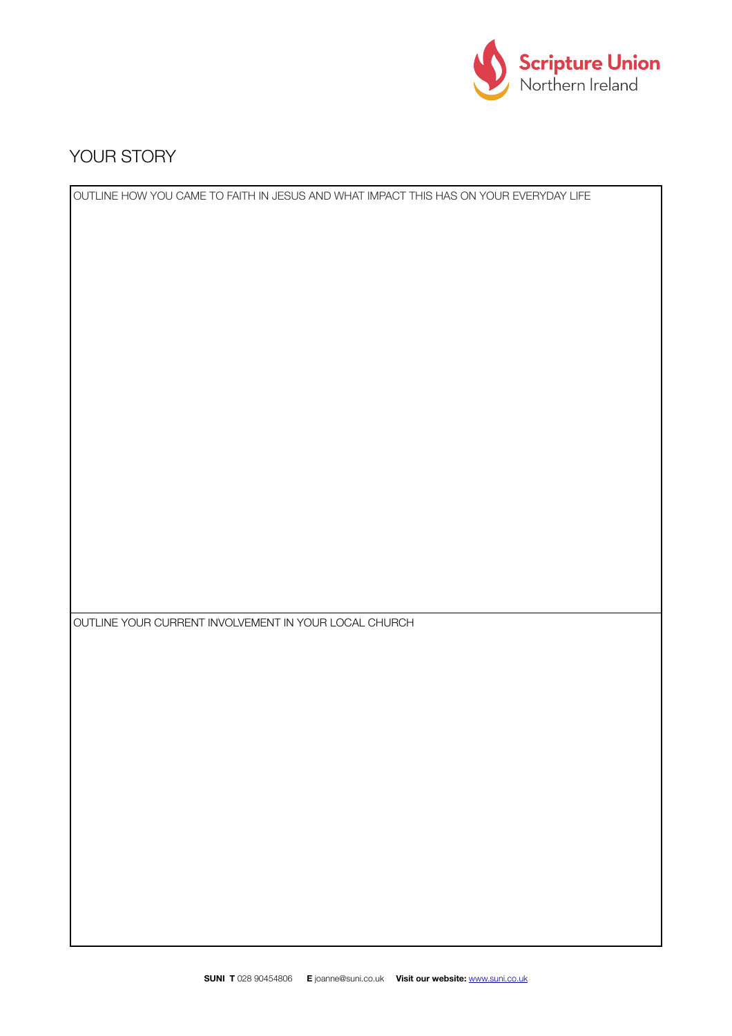# YOUR STORY

OUTLINE HOW YOU CAME TO FAITH IN JESUS AND WHAT IMPACT THIS HAS ON YOUR EVERYDAY LIFE

OUTLINE YOUR CURRENT INVOLVEMENT IN YOUR LOCAL CHURCH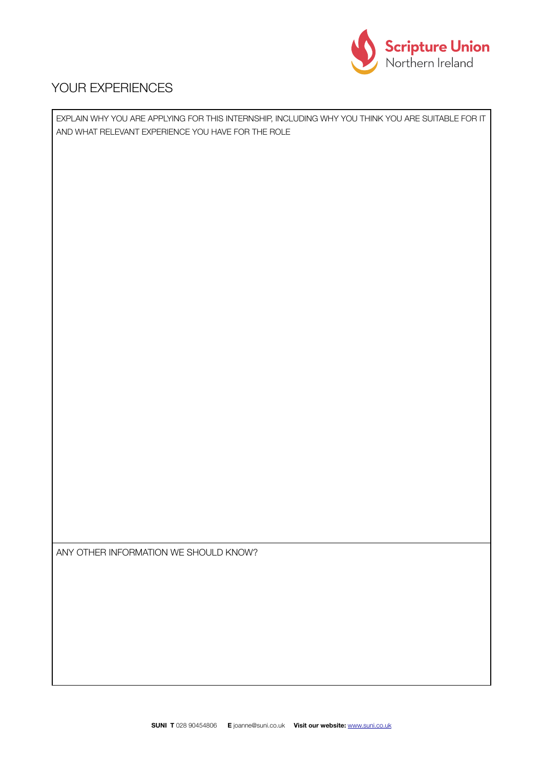# YOUR EXPERIENCES

EXPLAIN WHY YOU ARE APPLYING FOR THIS INTERNSHIP, INCLUDING WHY YOU THINK YOU ARE SUITABLE FOR IT AND WHAT RELEVANT EXPERIENCE YOU HAVE FOR THE ROLE

ANY OTHER INFORMATION WE SHOULD KNOW?

**SUNI T** 028 90454806 **E** joanne@suni.co.uk **Visit our website:** www.suni.co.uk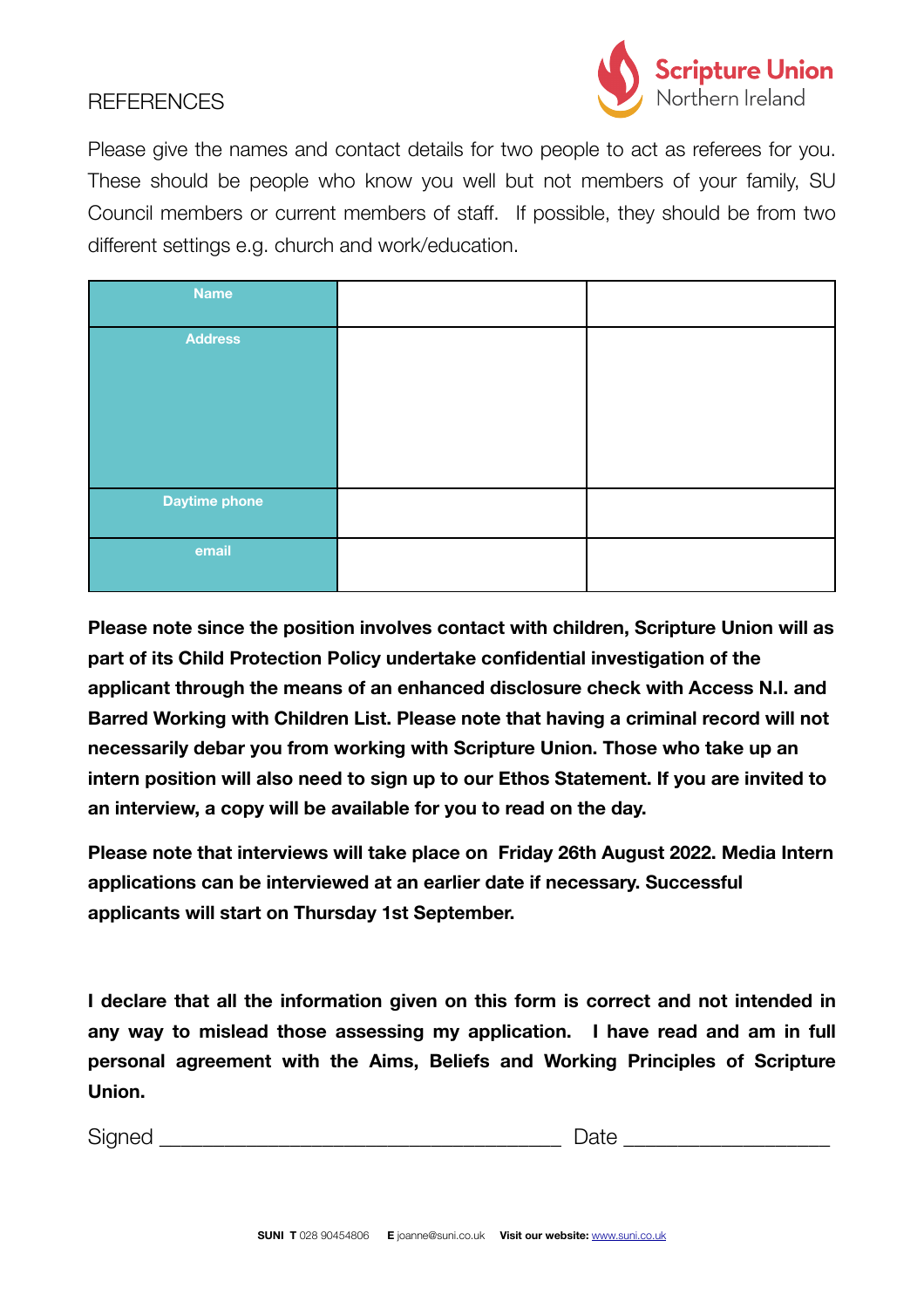# REFERENCES

Scripture Union Northern Ireland

Please give the names and contact details for two people to act as referees for you. These should be people who know you well but not members of your family, SU Council members or current members of staff. If possible, they should be from two different settings e.g. church and work/education.

| | | |
|---|---|---|
| **Name** | | |
| **Address** | | |
| **Daytime phone** | | |
| **email** | | |

**Please note since the position involves contact with children, Scripture Union will as part of its Child Protection Policy undertake confidential investigation of the applicant through the means of an enhanced disclosure check with Access N.I. and Barred Working with Children List. Please note that having a criminal record will not necessarily debar you from working with Scripture Union. Those who take up an intern position will also need to sign up to our Ethos Statement. If you are invited to an interview, a copy will be available for you to read on the day.**

**Please note that interviews will take place on Friday 26th August 2022. Media Intern applications can be interviewed at an earlier date if necessary. Successful applicants will start on Thursday 1st September.**

**I declare that all the information given on this form is correct and not intended in any way to mislead those assessing my application. I have read and am in full personal agreement with the Aims, Beliefs and Working Principles of Scripture Union.**

Signed ____________________________________ Date __________________

**SUNI T** 028 90454806 **E** joanne@suni.co.uk **Visit our website:** www.suni.co.uk